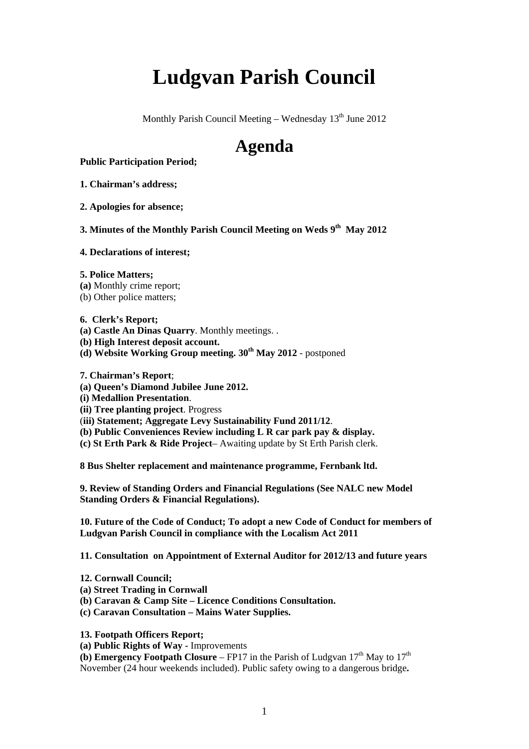# Ludgvan Parish Council

Monthly Parish Council Meeting – Wednesday 13th June 2012

## Agenda

**Public Participation Period;**

**1. Chairman's address;**

**2. Apologies for absence;**

**3. Minutes of the Monthly Parish Council Meeting on Weds 9th May 2012**

**4. Declarations of interest;**

**5. Police Matters;**
**(a)** Monthly crime report;
(b) Other police matters;

**6. Clerk's Report;**
**(a) Castle An Dinas Quarry**. Monthly meetings. .
**(b) High Interest deposit account.**
**(d) Website Working Group meeting. 30th May 2012** - postponed

**7. Chairman's Report**;
**(a) Queen's Diamond Jubilee June 2012.**
**(i) Medallion Presentation**.
**(ii) Tree planting project**. Progress
(**iii) Statement; Aggregate Levy Sustainability Fund 2011/12**.
**(b) Public Conveniences Review including L R car park pay & display.**
**(c) St Erth Park & Ride Project**– Awaiting update by St Erth Parish clerk.

**8 Bus Shelter replacement and maintenance programme, Fernbank ltd.**

**9. Review of Standing Orders and Financial Regulations (See NALC new Model Standing Orders & Financial Regulations).**

**10. Future of the Code of Conduct; To adopt a new Code of Conduct for members of Ludgvan Parish Council in compliance with the Localism Act 2011**

**11. Consultation on Appointment of External Auditor for 2012/13 and future years**

**12. Cornwall Council;**
**(a) Street Trading in Cornwall**
**(b) Caravan & Camp Site – Licence Conditions Consultation.**
**(c) Caravan Consultation – Mains Water Supplies.**

**13. Footpath Officers Report;**
**(a) Public Rights of Way** - Improvements
**(b) Emergency Footpath Closure** – FP17 in the Parish of Ludgvan 17th May to 17th November (24 hour weekends included). Public safety owing to a dangerous bridge**.**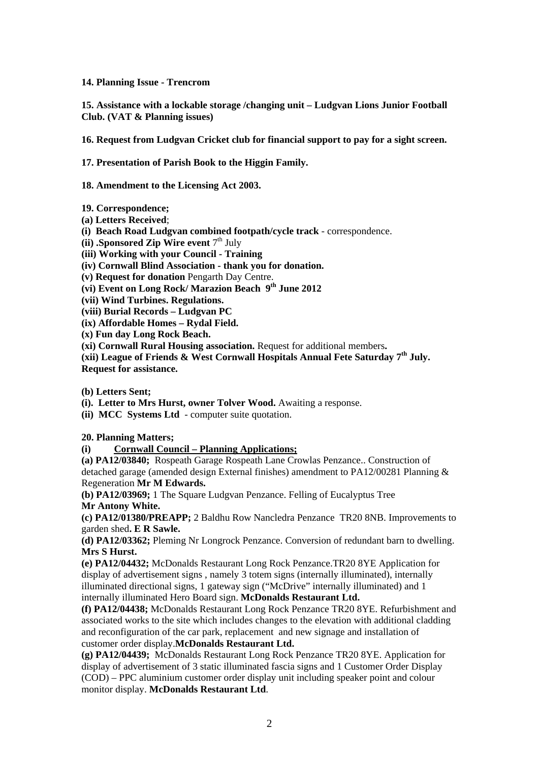**14. Planning Issue - Trencrom**

**15. Assistance with a lockable storage /changing unit – Ludgvan Lions Junior Football Club. (VAT & Planning issues)**

**16. Request from Ludgvan Cricket club for financial support to pay for a sight screen.**

**17. Presentation of Parish Book to the Higgin Family.**

**18. Amendment to the Licensing Act 2003.**

**19. Correspondence;**

**(a) Letters Received**;

**(i) Beach Road Ludgvan combined footpath/cycle track** - correspondence.

**(ii) .Sponsored Zip Wire event** 7th July

**(iii) Working with your Council - Training**

**(iv) Cornwall Blind Association - thank you for donation.**

**(v) Request for donation** Pengarth Day Centre.

**(vi) Event on Long Rock/ Marazion Beach 9th June 2012**

**(vii) Wind Turbines. Regulations.**

**(viii) Burial Records – Ludgvan PC**

**(ix) Affordable Homes – Rydal Field.**

**(x) Fun day Long Rock Beach.**

**(xi) Cornwall Rural Housing association.** Request for additional members**.**

**(xii) League of Friends & West Cornwall Hospitals Annual Fete Saturday 7th July. Request for assistance.**

**(b) Letters Sent;**

**(i). Letter to Mrs Hurst, owner Tolver Wood.** Awaiting a response.

**(ii) MCC Systems Ltd** - computer suite quotation.

**20. Planning Matters;**

**(i) Cornwall Council – Planning Applications;**

**(a) PA12/03840;** Rospeath Garage Rospeath Lane Crowlas Penzance.. Construction of detached garage (amended design External finishes) amendment to PA12/00281 Planning & Regeneration **Mr M Edwards.**

**(b) PA12/03969;** 1 The Square Ludgvan Penzance. Felling of Eucalyptus Tree **Mr Antony White.**

**(c) PA12/01380/PREAPP;** 2 Baldhu Row Nancledra Penzance TR20 8NB. Improvements to garden shed**. E R Sawle.**

**(d) PA12/03362;** Pleming Nr Longrock Penzance. Conversion of redundant barn to dwelling. **Mrs S Hurst.**

**(e) PA12/04432;** McDonalds Restaurant Long Rock Penzance.TR20 8YE Application for display of advertisement signs , namely 3 totem signs (internally illuminated), internally illuminated directional signs, 1 gateway sign ("McDrive" internally illuminated) and 1 internally illuminated Hero Board sign. **McDonalds Restaurant Ltd.**

**(f) PA12/04438;** McDonalds Restaurant Long Rock Penzance TR20 8YE. Refurbishment and associated works to the site which includes changes to the elevation with additional cladding and reconfiguration of the car park, replacement and new signage and installation of customer order display.**McDonalds Restaurant Ltd.**

**(g) PA12/04439;** McDonalds Restaurant Long Rock Penzance TR20 8YE. Application for display of advertisement of 3 static illuminated fascia signs and 1 Customer Order Display (COD) – PPC aluminium customer order display unit including speaker point and colour monitor display. **McDonalds Restaurant Ltd**.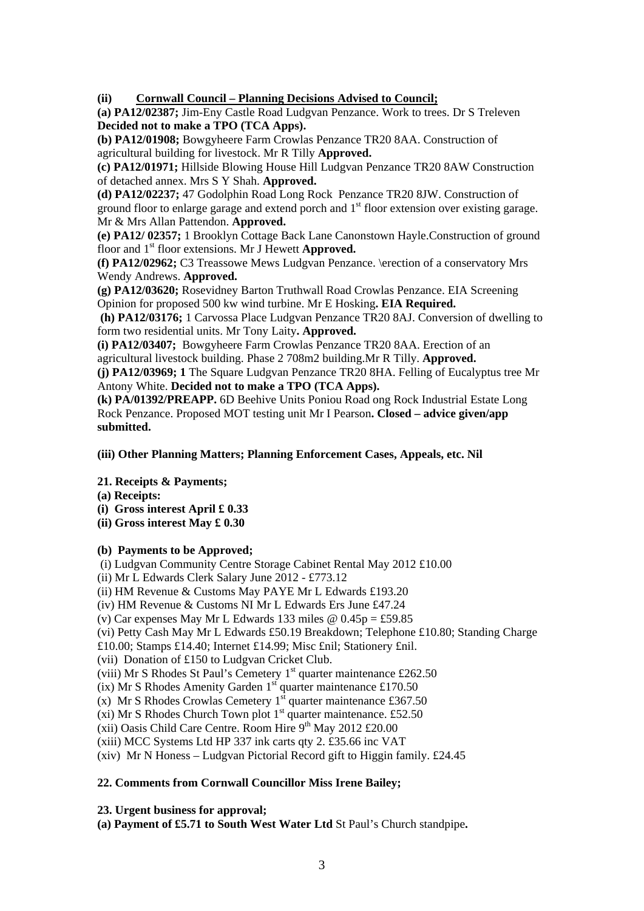**(ii) <u>Cornwall Council – Planning Decisions Advised to Council;</u>**

**(a) PA12/02387;** Jim-Eny Castle Road Ludgvan Penzance. Work to trees. Dr S Treleven **Decided not to make a TPO (TCA Apps).**

**(b) PA12/01908;** Bowgyheere Farm Crowlas Penzance TR20 8AA. Construction of agricultural building for livestock. Mr R Tilly **Approved.**

**(c) PA12/01971;** Hillside Blowing House Hill Ludgvan Penzance TR20 8AW Construction of detached annex. Mrs S Y Shah. **Approved.**

**(d) PA12/02237;** 47 Godolphin Road Long Rock Penzance TR20 8JW. Construction of ground floor to enlarge garage and extend porch and 1st floor extension over existing garage. Mr & Mrs Allan Pattendon. **Approved.**

**(e) PA12/ 02357;** 1 Brooklyn Cottage Back Lane Canonstown Hayle.Construction of ground floor and 1st floor extensions. Mr J Hewett **Approved.**

**(f) PA12/02962;** C3 Treassowe Mews Ludgvan Penzance. \erection of a conservatory Mrs Wendy Andrews. **Approved.**

**(g) PA12/03620;** Rosevidney Barton Truthwall Road Crowlas Penzance. EIA Screening Opinion for proposed 500 kw wind turbine. Mr E Hosking**. EIA Required.**

**(h) PA12/03176;** 1 Carvossa Place Ludgvan Penzance TR20 8AJ. Conversion of dwelling to form two residential units. Mr Tony Laity**. Approved.**

**(i) PA12/03407;** Bowgyheere Farm Crowlas Penzance TR20 8AA. Erection of an agricultural livestock building. Phase 2 708m2 building.Mr R Tilly. **Approved.**

**(j) PA12/03969; 1** The Square Ludgvan Penzance TR20 8HA. Felling of Eucalyptus tree Mr Antony White. **Decided not to make a TPO (TCA Apps).**

**(k) PA/01392/PREAPP.** 6D Beehive Units Poniou Road ong Rock Industrial Estate Long Rock Penzance. Proposed MOT testing unit Mr I Pearson**. Closed – advice given/app submitted.**

**(iii) Other Planning Matters; Planning Enforcement Cases, Appeals, etc. Nil**

**21. Receipts & Payments;**

**(a) Receipts:**

**(i) Gross interest April £ 0.33**

**(ii) Gross interest May £ 0.30**

**(b) Payments to be Approved;**

(i) Ludgvan Community Centre Storage Cabinet Rental May 2012 £10.00
(ii) Mr L Edwards Clerk Salary June 2012 - £773.12
(ii) HM Revenue & Customs May PAYE Mr L Edwards £193.20
(iv) HM Revenue & Customs NI Mr L Edwards Ers June £47.24
(v) Car expenses May Mr L Edwards 133 miles @ 0.45p = £59.85
(vi) Petty Cash May Mr L Edwards £50.19 Breakdown; Telephone £10.80; Standing Charge £10.00; Stamps £14.40; Internet £14.99; Misc £nil; Stationery £nil.
(vii) Donation of £150 to Ludgvan Cricket Club.
(viii) Mr S Rhodes St Paul's Cemetery 1st quarter maintenance £262.50
(ix) Mr S Rhodes Amenity Garden 1st quarter maintenance £170.50
(x) Mr S Rhodes Crowlas Cemetery 1st quarter maintenance £367.50
(xi) Mr S Rhodes Church Town plot 1st quarter maintenance. £52.50
(xii) Oasis Child Care Centre. Room Hire 9th May 2012 £20.00
(xiii) MCC Systems Ltd HP 337 ink carts qty 2. £35.66 inc VAT
(xiv) Mr N Honess – Ludgvan Pictorial Record gift to Higgin family. £24.45

**22. Comments from Cornwall Councillor Miss Irene Bailey;**

**23. Urgent business for approval;**

**(a) Payment of £5.71 to South West Water Ltd** St Paul's Church standpipe**.**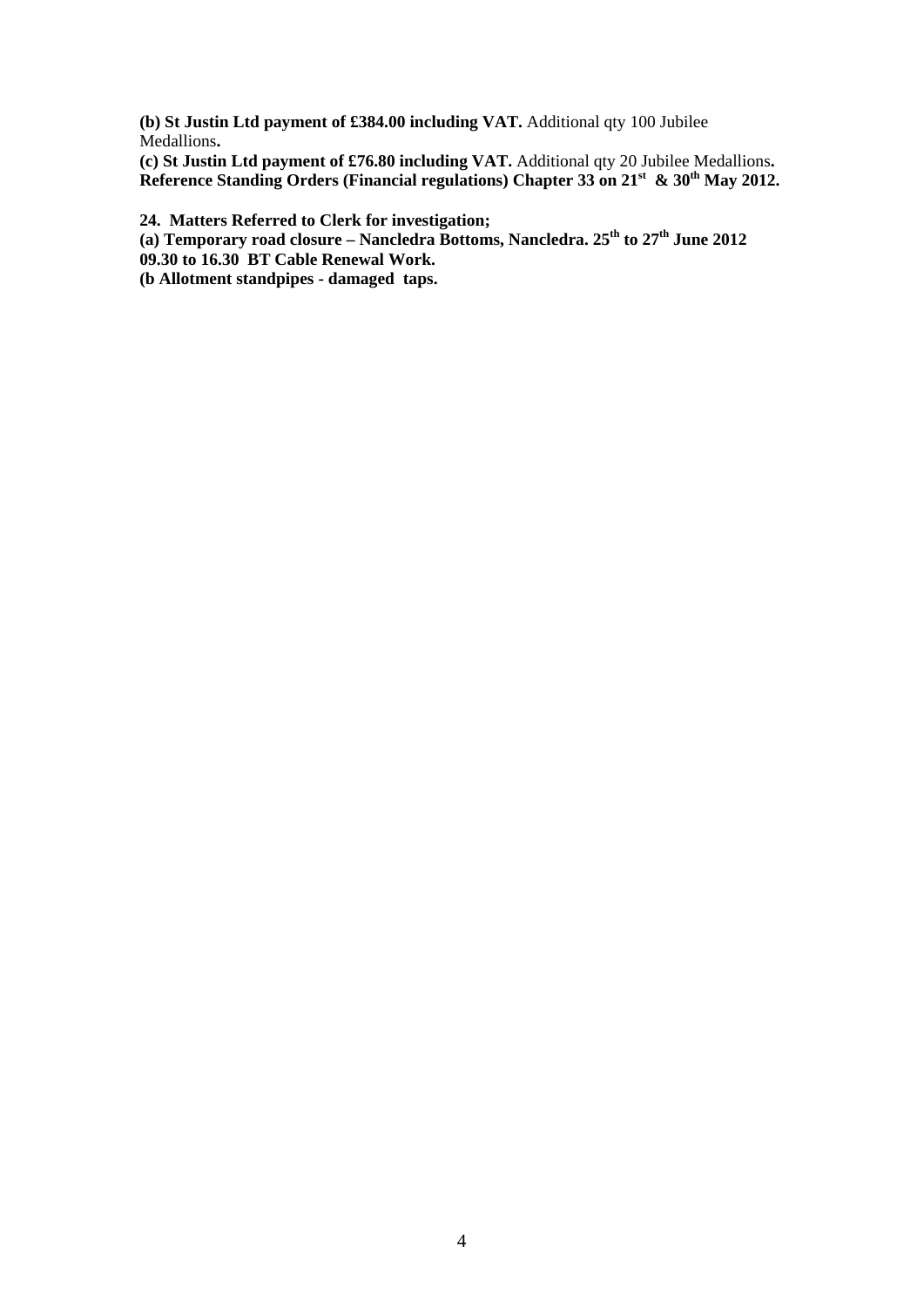**(b) St Justin Ltd payment of £384.00 including VAT.** Additional qty 100 Jubilee Medallions**.**

**(c) St Justin Ltd payment of £76.80 including VAT.** Additional qty 20 Jubilee Medallions**.**
**Reference Standing Orders (Financial regulations) Chapter 33 on 21st & 30th May 2012.**

**24. Matters Referred to Clerk for investigation;**

**(a) Temporary road closure – Nancledra Bottoms, Nancledra. 25th to 27th June 2012 09.30 to 16.30 BT Cable Renewal Work.**

**(b Allotment standpipes - damaged taps.**